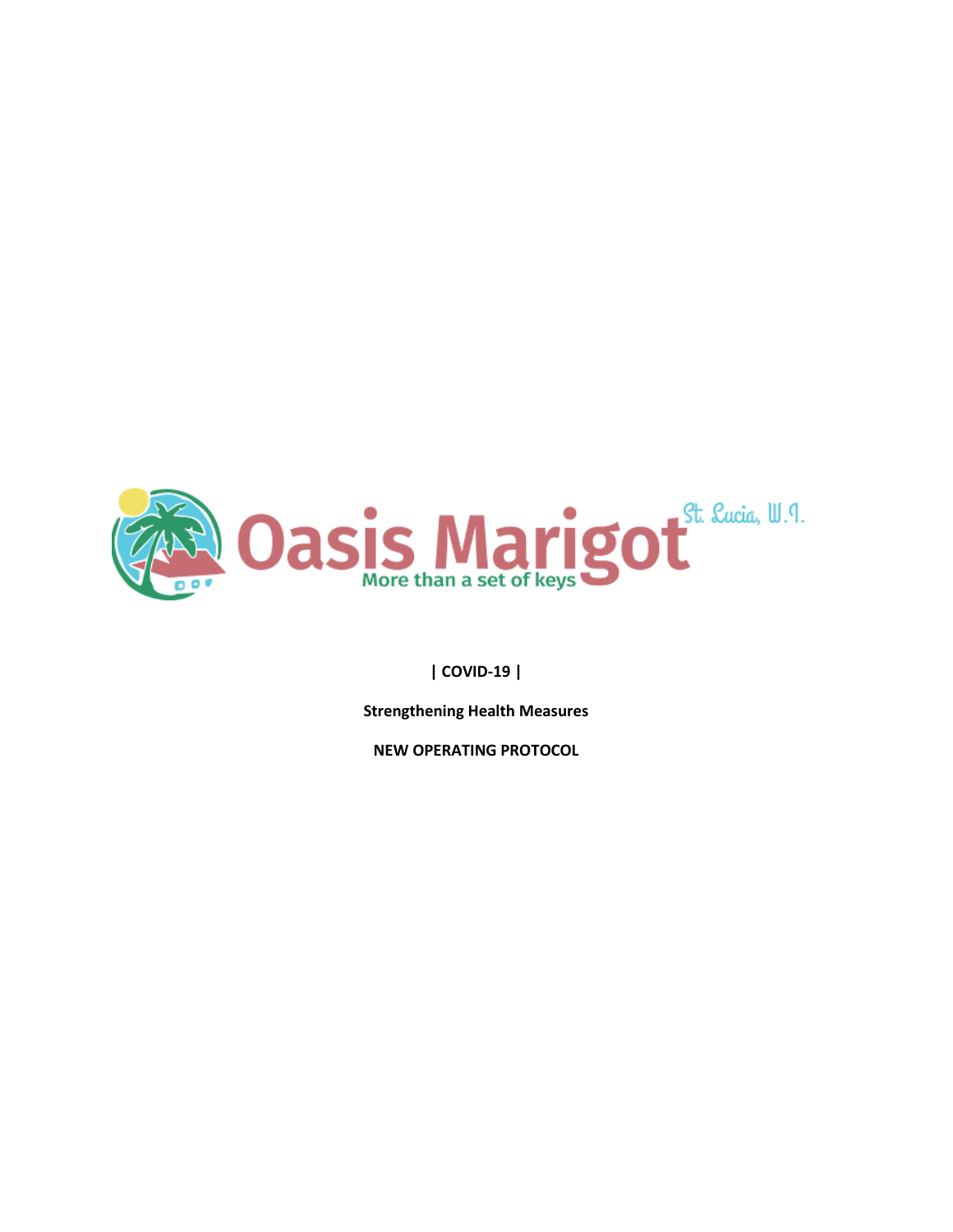Oasis Marigot

More than a set of keys

St. Lucia, W.I.

**| COVID-19 |**

**Strengthening Health Measures**

**NEW OPERATING PROTOCOL**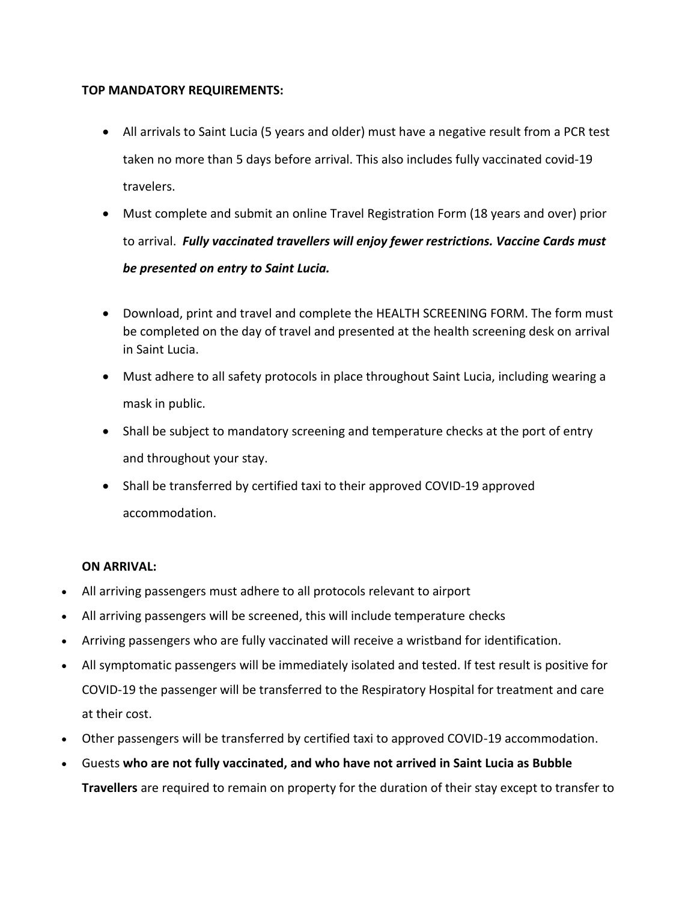**TOP MANDATORY REQUIREMENTS:**

- All arrivals to Saint Lucia (5 years and older) must have a negative result from a PCR test taken no more than 5 days before arrival. This also includes fully vaccinated covid-19 travelers.
- Must complete and submit an online Travel Registration Form (18 years and over) prior to arrival. ***Fully vaccinated travellers will enjoy fewer restrictions. Vaccine Cards must be presented on entry to Saint Lucia.***
- Download, print and travel and complete the HEALTH SCREENING FORM. The form must be completed on the day of travel and presented at the health screening desk on arrival in Saint Lucia.
- Must adhere to all safety protocols in place throughout Saint Lucia, including wearing a mask in public.
- Shall be subject to mandatory screening and temperature checks at the port of entry and throughout your stay.
- Shall be transferred by certified taxi to their approved COVID-19 approved accommodation.

**ON ARRIVAL:**

- All arriving passengers must adhere to all protocols relevant to airport
- All arriving passengers will be screened, this will include temperature checks
- Arriving passengers who are fully vaccinated will receive a wristband for identification.
- All symptomatic passengers will be immediately isolated and tested. If test result is positive for COVID-19 the passenger will be transferred to the Respiratory Hospital for treatment and care at their cost.
- Other passengers will be transferred by certified taxi to approved COVID-19 accommodation.
- Guests **who are not fully vaccinated, and who have not arrived in Saint Lucia as Bubble Travellers** are required to remain on property for the duration of their stay except to transfer to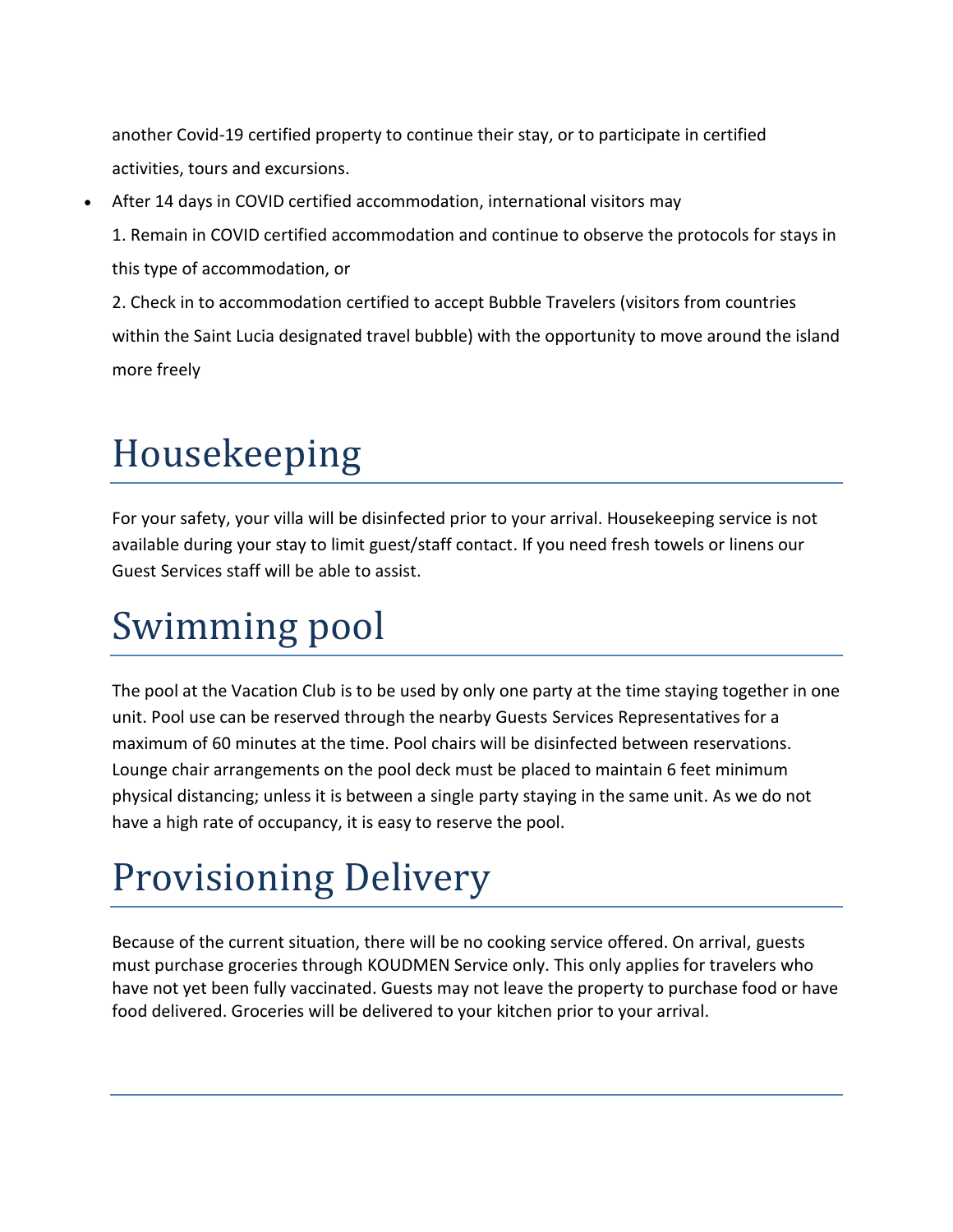another Covid-19 certified property to continue their stay, or to participate in certified activities, tours and excursions.

- After 14 days in COVID certified accommodation, international visitors may

  1. Remain in COVID certified accommodation and continue to observe the protocols for stays in this type of accommodation, or

  2. Check in to accommodation certified to accept Bubble Travelers (visitors from countries within the Saint Lucia designated travel bubble) with the opportunity to move around the island more freely

# Housekeeping

For your safety, your villa will be disinfected prior to your arrival. Housekeeping service is not available during your stay to limit guest/staff contact. If you need fresh towels or linens our Guest Services staff will be able to assist.

# Swimming pool

The pool at the Vacation Club is to be used by only one party at the time staying together in one unit. Pool use can be reserved through the nearby Guests Services Representatives for a maximum of 60 minutes at the time. Pool chairs will be disinfected between reservations. Lounge chair arrangements on the pool deck must be placed to maintain 6 feet minimum physical distancing; unless it is between a single party staying in the same unit. As we do not have a high rate of occupancy, it is easy to reserve the pool.

# Provisioning Delivery

Because of the current situation, there will be no cooking service offered. On arrival, guests must purchase groceries through KOUDMEN Service only. This only applies for travelers who have not yet been fully vaccinated. Guests may not leave the property to purchase food or have food delivered. Groceries will be delivered to your kitchen prior to your arrival.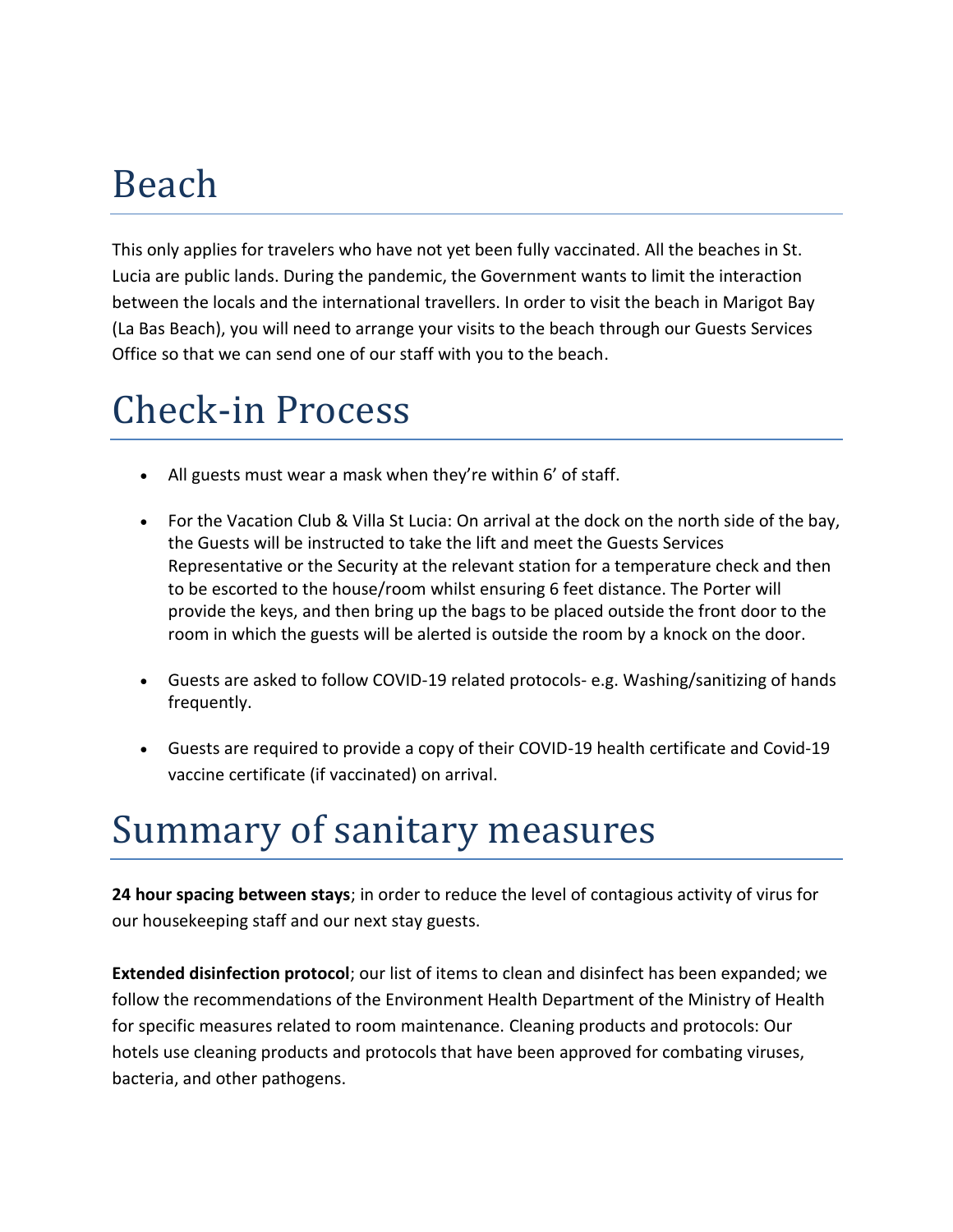# Beach

This only applies for travelers who have not yet been fully vaccinated. All the beaches in St. Lucia are public lands. During the pandemic, the Government wants to limit the interaction between the locals and the international travellers. In order to visit the beach in Marigot Bay (La Bas Beach), you will need to arrange your visits to the beach through our Guests Services Office so that we can send one of our staff with you to the beach.

# Check-in Process

- All guests must wear a mask when they're within 6' of staff.
- For the Vacation Club & Villa St Lucia: On arrival at the dock on the north side of the bay, the Guests will be instructed to take the lift and meet the Guests Services Representative or the Security at the relevant station for a temperature check and then to be escorted to the house/room whilst ensuring 6 feet distance. The Porter will provide the keys, and then bring up the bags to be placed outside the front door to the room in which the guests will be alerted is outside the room by a knock on the door.
- Guests are asked to follow COVID-19 related protocols- e.g. Washing/sanitizing of hands frequently.
- Guests are required to provide a copy of their COVID-19 health certificate and Covid-19 vaccine certificate (if vaccinated) on arrival.

# Summary of sanitary measures

**24 hour spacing between stays**; in order to reduce the level of contagious activity of virus for our housekeeping staff and our next stay guests.

**Extended disinfection protocol**; our list of items to clean and disinfect has been expanded; we follow the recommendations of the Environment Health Department of the Ministry of Health for specific measures related to room maintenance. Cleaning products and protocols: Our hotels use cleaning products and protocols that have been approved for combating viruses, bacteria, and other pathogens.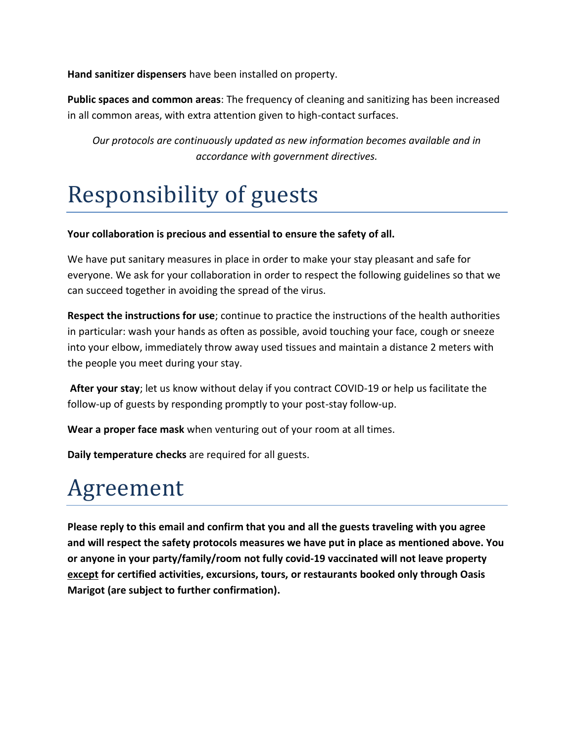**Hand sanitizer dispensers** have been installed on property.

**Public spaces and common areas**: The frequency of cleaning and sanitizing has been increased in all common areas, with extra attention given to high-contact surfaces.

*Our protocols are continuously updated as new information becomes available and in accordance with government directives.*

# Responsibility of guests

**Your collaboration is precious and essential to ensure the safety of all.**

We have put sanitary measures in place in order to make your stay pleasant and safe for everyone. We ask for your collaboration in order to respect the following guidelines so that we can succeed together in avoiding the spread of the virus.

**Respect the instructions for use**; continue to practice the instructions of the health authorities in particular: wash your hands as often as possible, avoid touching your face, cough or sneeze into your elbow, immediately throw away used tissues and maintain a distance 2 meters with the people you meet during your stay.

**After your stay**; let us know without delay if you contract COVID-19 or help us facilitate the follow-up of guests by responding promptly to your post-stay follow-up.

**Wear a proper face mask** when venturing out of your room at all times.

**Daily temperature checks** are required for all guests.

# Agreement

**Please reply to this email and confirm that you and all the guests traveling with you agree and will respect the safety protocols measures we have put in place as mentioned above. You or anyone in your party/family/room not fully covid-19 vaccinated will not leave property <u>except</u> for certified activities, excursions, tours, or restaurants booked only through Oasis Marigot (are subject to further confirmation).**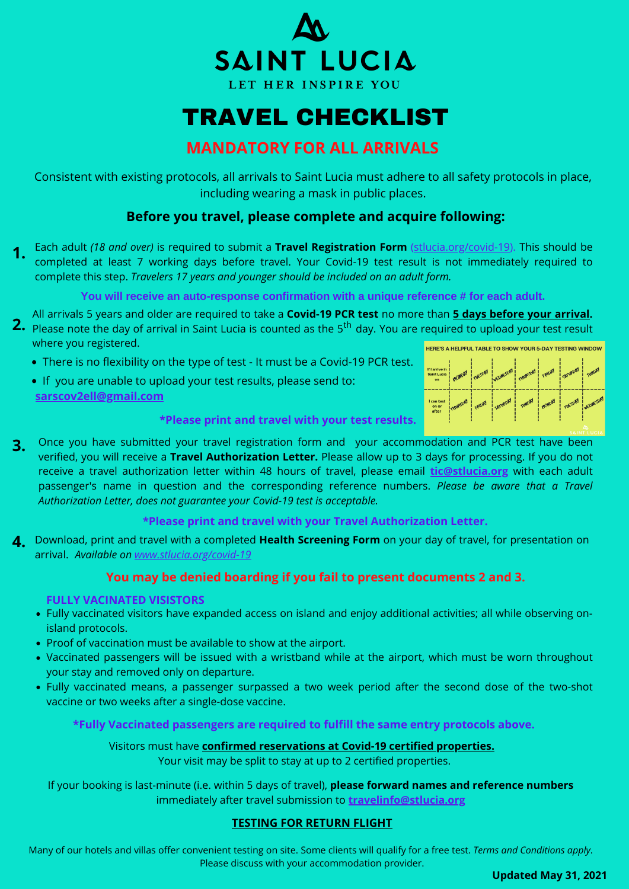# SAINT LUCIA

LET HER INSPIRE YOU

# TRAVEL CHECKLIST

## MANDATORY FOR ALL ARRIVALS

Consistent with existing protocols, all arrivals to Saint Lucia must adhere to all safety protocols in place, including wearing a mask in public places.

### Before you travel, please complete and acquire following:

**1.** Each adult *(18 and over)* is required to submit a **Travel Registration Form** (stlucia.org/covid-19). This should be completed at least 7 working days before travel. Your Covid-19 test result is not immediately required to complete this step. *Travelers 17 years and younger should be included on an adult form.*

**You will receive an auto-response confirmation with a unique reference # for each adult.**

**2.** All arrivals 5 years and older are required to take a **Covid-19 PCR test** no more than **5 days before your arrival.** Please note the day of arrival in Saint Lucia is counted as the 5th day. You are required to upload your test result where you registered.

- There is no flexibility on the type of test - It must be a Covid-19 PCR test.
- If you are unable to upload your test results, please send to: **sarscov2ell@gmail.com**

HERE'S A HELPFUL TABLE TO SHOW YOUR 5-DAY TESTING WINDOW

| If I arrive in Saint Lucia on | Monday | Tuesday | Wednesday | Thursday | Friday | Saturday | Sunday |
|---|---|---|---|---|---|---|---|
| I can test on or after | Thursday | Friday | Saturday | Sunday | Monday | Tuesday | Wednesday |

**\*Please print and travel with your test results.**

**3.** Once you have submitted your travel registration form and your accommodation and PCR test have been verified, you will receive a **Travel Authorization Letter.** Please allow up to 3 days for processing. If you do not receive a travel authorization letter within 48 hours of travel, please email **tic@stlucia.org** with each adult passenger's name in question and the corresponding reference numbers. *Please be aware that a Travel Authorization Letter, does not guarantee your Covid-19 test is acceptable.*

**\*Please print and travel with your Travel Authorization Letter.**

**4.** Download, print and travel with a completed **Health Screening Form** on your day of travel, for presentation on arrival. *Available on www.stlucia.org/covid-19*

**You may be denied boarding if you fail to present documents 2 and 3.**

**FULLY VACINATED VISISTORS**

- Fully vaccinated visitors have expanded access on island and enjoy additional activities; all while observing on-island protocols.
- Proof of vaccination must be available to show at the airport.
- Vaccinated passengers will be issued with a wristband while at the airport, which must be worn throughout your stay and removed only on departure.
- Fully vaccinated means, a passenger surpassed a two week period after the second dose of the two-shot vaccine or two weeks after a single-dose vaccine.

**\*Fully Vaccinated passengers are required to fulfill the same entry protocols above.**

Visitors must have **confirmed reservations at Covid-19 certified properties.**
Your visit may be split to stay at up to 2 certified properties.

If your booking is last-minute (i.e. within 5 days of travel), **please forward names and reference numbers** immediately after travel submission to **travelinfo@stlucia.org**

**TESTING FOR RETURN FLIGHT**

Many of our hotels and villas offer convenient testing on site. Some clients will qualify for a free test. *Terms and Conditions apply.* Please discuss with your accommodation provider.

**Updated May 31, 2021**